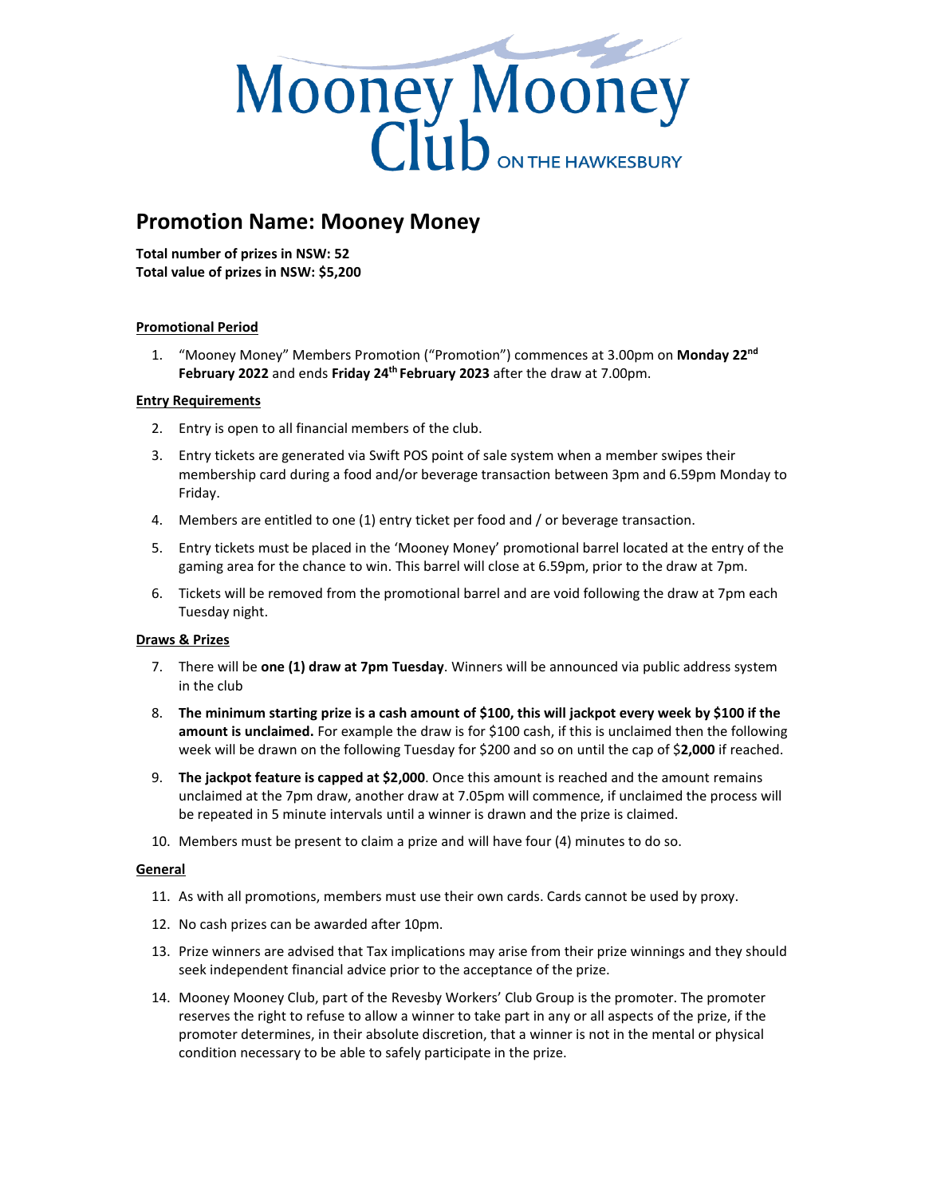Mooney Mooney Club ON THE HAWKESBURY

# Promotion Name: Mooney Money

**Total number of prizes in NSW: 52**
**Total value of prizes in NSW: $5,200**

**Promotional Period**

1. "Mooney Money" Members Promotion ("Promotion") commences at 3.00pm on **Monday 22nd February 2022** and ends **Friday 24th February 2023** after the draw at 7.00pm.

**Entry Requirements**

2. Entry is open to all financial members of the club.
3. Entry tickets are generated via Swift POS point of sale system when a member swipes their membership card during a food and/or beverage transaction between 3pm and 6.59pm Monday to Friday.
4. Members are entitled to one (1) entry ticket per food and / or beverage transaction.
5. Entry tickets must be placed in the 'Mooney Money' promotional barrel located at the entry of the gaming area for the chance to win. This barrel will close at 6.59pm, prior to the draw at 7pm.
6. Tickets will be removed from the promotional barrel and are void following the draw at 7pm each Tuesday night.

**Draws & Prizes**

7. There will be **one (1) draw at 7pm Tuesday**. Winners will be announced via public address system in the club
8. **The minimum starting prize is a cash amount of $100, this will jackpot every week by $100 if the amount is unclaimed.** For example the draw is for $100 cash, if this is unclaimed then the following week will be drawn on the following Tuesday for $200 and so on until the cap of $**2,000** if reached.
9. **The jackpot feature is capped at $2,000**. Once this amount is reached and the amount remains unclaimed at the 7pm draw, another draw at 7.05pm will commence, if unclaimed the process will be repeated in 5 minute intervals until a winner is drawn and the prize is claimed.
10. Members must be present to claim a prize and will have four (4) minutes to do so.

**General**

11. As with all promotions, members must use their own cards. Cards cannot be used by proxy.
12. No cash prizes can be awarded after 10pm.
13. Prize winners are advised that Tax implications may arise from their prize winnings and they should seek independent financial advice prior to the acceptance of the prize.
14. Mooney Mooney Club, part of the Revesby Workers' Club Group is the promoter. The promoter reserves the right to refuse to allow a winner to take part in any or all aspects of the prize, if the promoter determines, in their absolute discretion, that a winner is not in the mental or physical condition necessary to be able to safely participate in the prize.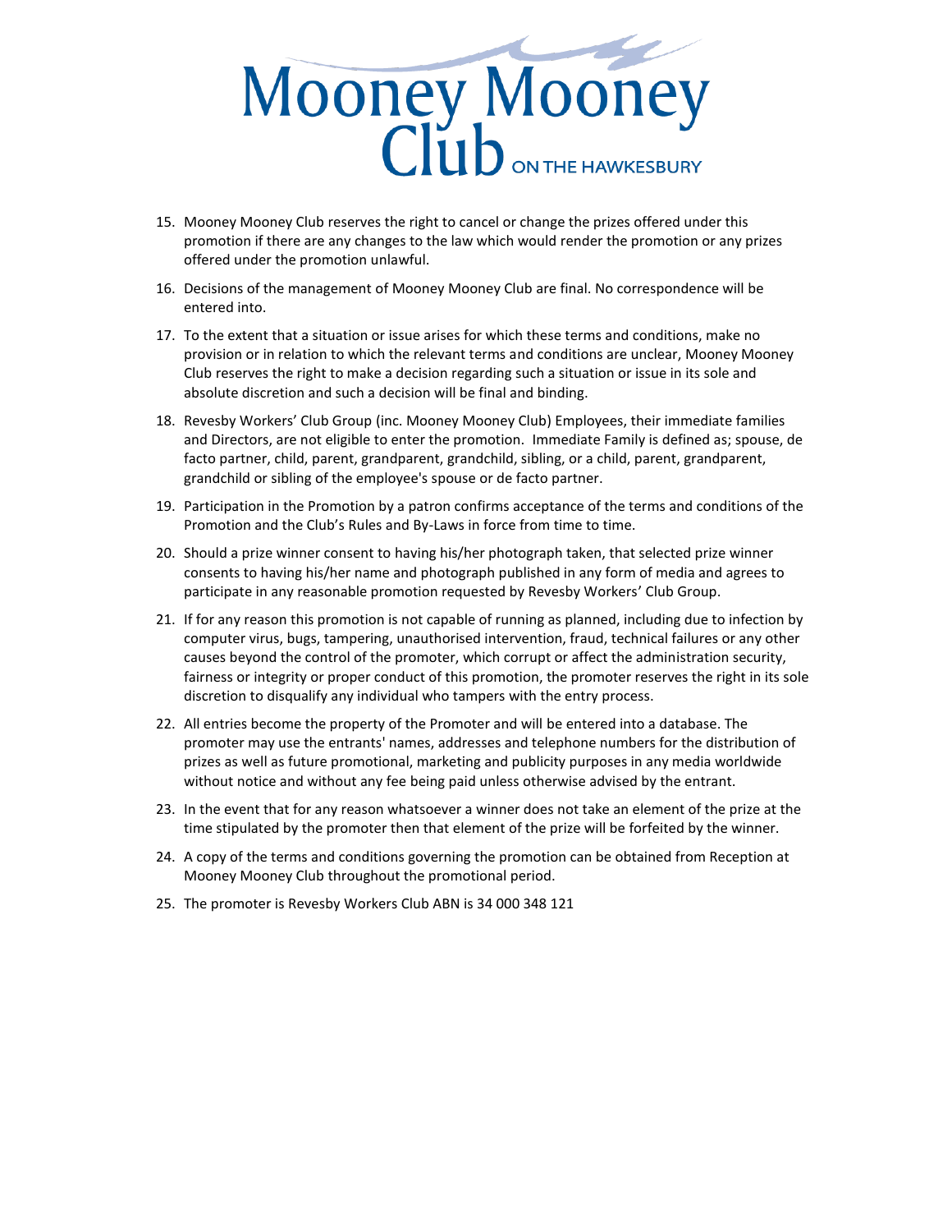15. Mooney Mooney Club reserves the right to cancel or change the prizes offered under this promotion if there are any changes to the law which would render the promotion or any prizes offered under the promotion unlawful.
16. Decisions of the management of Mooney Mooney Club are final. No correspondence will be entered into.
17. To the extent that a situation or issue arises for which these terms and conditions, make no provision or in relation to which the relevant terms and conditions are unclear, Mooney Mooney Club reserves the right to make a decision regarding such a situation or issue in its sole and absolute discretion and such a decision will be final and binding.
18. Revesby Workers' Club Group (inc. Mooney Mooney Club) Employees, their immediate families and Directors, are not eligible to enter the promotion. Immediate Family is defined as; spouse, de facto partner, child, parent, grandparent, grandchild, sibling, or a child, parent, grandparent, grandchild or sibling of the employee's spouse or de facto partner.
19. Participation in the Promotion by a patron confirms acceptance of the terms and conditions of the Promotion and the Club's Rules and By-Laws in force from time to time.
20. Should a prize winner consent to having his/her photograph taken, that selected prize winner consents to having his/her name and photograph published in any form of media and agrees to participate in any reasonable promotion requested by Revesby Workers' Club Group.
21. If for any reason this promotion is not capable of running as planned, including due to infection by computer virus, bugs, tampering, unauthorised intervention, fraud, technical failures or any other causes beyond the control of the promoter, which corrupt or affect the administration security, fairness or integrity or proper conduct of this promotion, the promoter reserves the right in its sole discretion to disqualify any individual who tampers with the entry process.
22. All entries become the property of the Promoter and will be entered into a database. The promoter may use the entrants' names, addresses and telephone numbers for the distribution of prizes as well as future promotional, marketing and publicity purposes in any media worldwide without notice and without any fee being paid unless otherwise advised by the entrant.
23. In the event that for any reason whatsoever a winner does not take an element of the prize at the time stipulated by the promoter then that element of the prize will be forfeited by the winner.
24. A copy of the terms and conditions governing the promotion can be obtained from Reception at Mooney Mooney Club throughout the promotional period.
25. The promoter is Revesby Workers Club ABN is 34 000 348 121